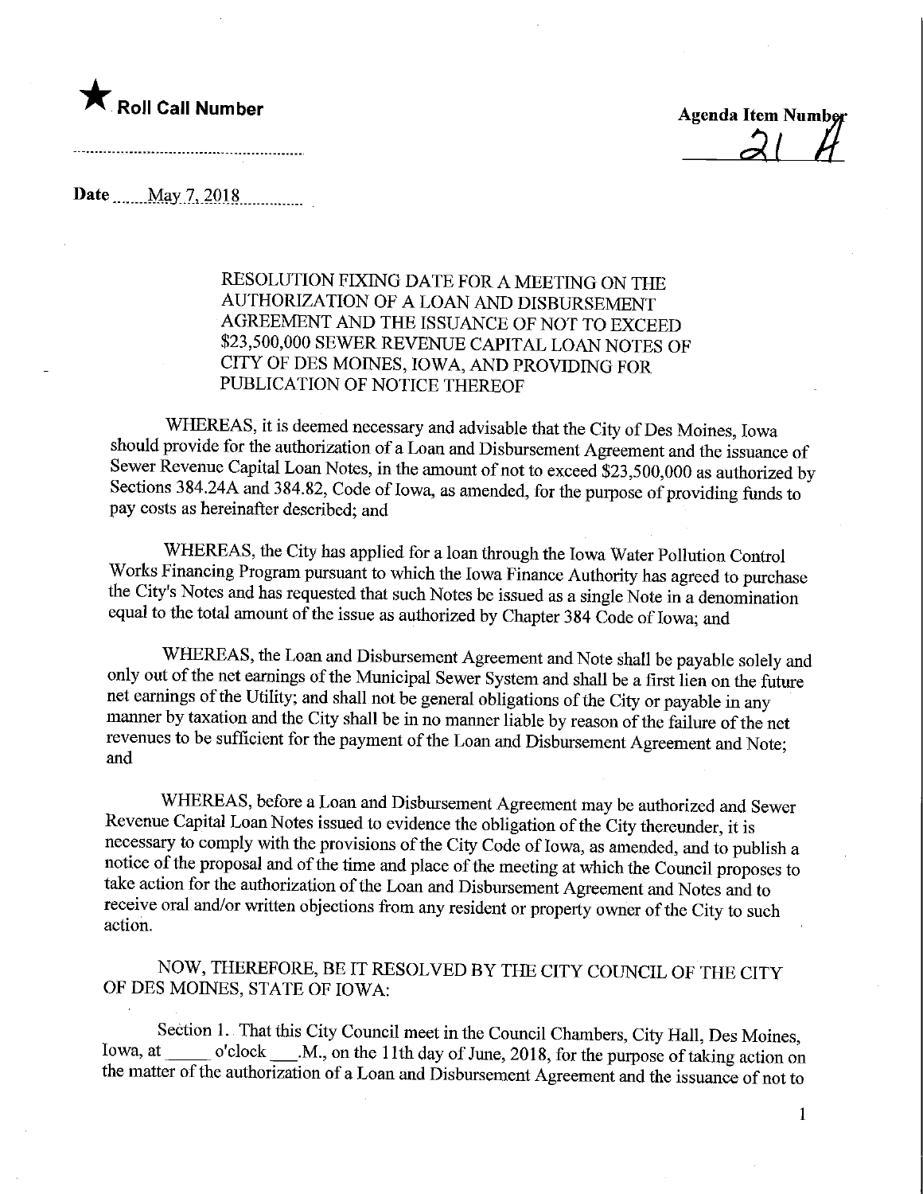★ **Roll Call Number**

..........................................................

**Agenda Item Number**
21 H

**Date** May 7, 2018

RESOLUTION FIXING DATE FOR A MEETING ON THE AUTHORIZATION OF A LOAN AND DISBURSEMENT AGREEMENT AND THE ISSUANCE OF NOT TO EXCEED $23,500,000 SEWER REVENUE CAPITAL LOAN NOTES OF CITY OF DES MOINES, IOWA, AND PROVIDING FOR PUBLICATION OF NOTICE THEREOF

WHEREAS, it is deemed necessary and advisable that the City of Des Moines, Iowa should provide for the authorization of a Loan and Disbursement Agreement and the issuance of Sewer Revenue Capital Loan Notes, in the amount of not to exceed $23,500,000 as authorized by Sections 384.24A and 384.82, Code of Iowa, as amended, for the purpose of providing funds to pay costs as hereinafter described; and

WHEREAS, the City has applied for a loan through the Iowa Water Pollution Control Works Financing Program pursuant to which the Iowa Finance Authority has agreed to purchase the City's Notes and has requested that such Notes be issued as a single Note in a denomination equal to the total amount of the issue as authorized by Chapter 384 Code of Iowa; and

WHEREAS, the Loan and Disbursement Agreement and Note shall be payable solely and only out of the net earnings of the Municipal Sewer System and shall be a first lien on the future net earnings of the Utility; and shall not be general obligations of the City or payable in any manner by taxation and the City shall be in no manner liable by reason of the failure of the net revenues to be sufficient for the payment of the Loan and Disbursement Agreement and Note; and

WHEREAS, before a Loan and Disbursement Agreement may be authorized and Sewer Revenue Capital Loan Notes issued to evidence the obligation of the City thereunder, it is necessary to comply with the provisions of the City Code of Iowa, as amended, and to publish a notice of the proposal and of the time and place of the meeting at which the Council proposes to take action for the authorization of the Loan and Disbursement Agreement and Notes and to receive oral and/or written objections from any resident or property owner of the City to such action.

NOW, THEREFORE, BE IT RESOLVED BY THE CITY COUNCIL OF THE CITY OF DES MOINES, STATE OF IOWA:

Section 1. That this City Council meet in the Council Chambers, City Hall, Des Moines, Iowa, at _____ o'clock ___.M., on the 11th day of June, 2018, for the purpose of taking action on the matter of the authorization of a Loan and Disbursement Agreement and the issuance of not to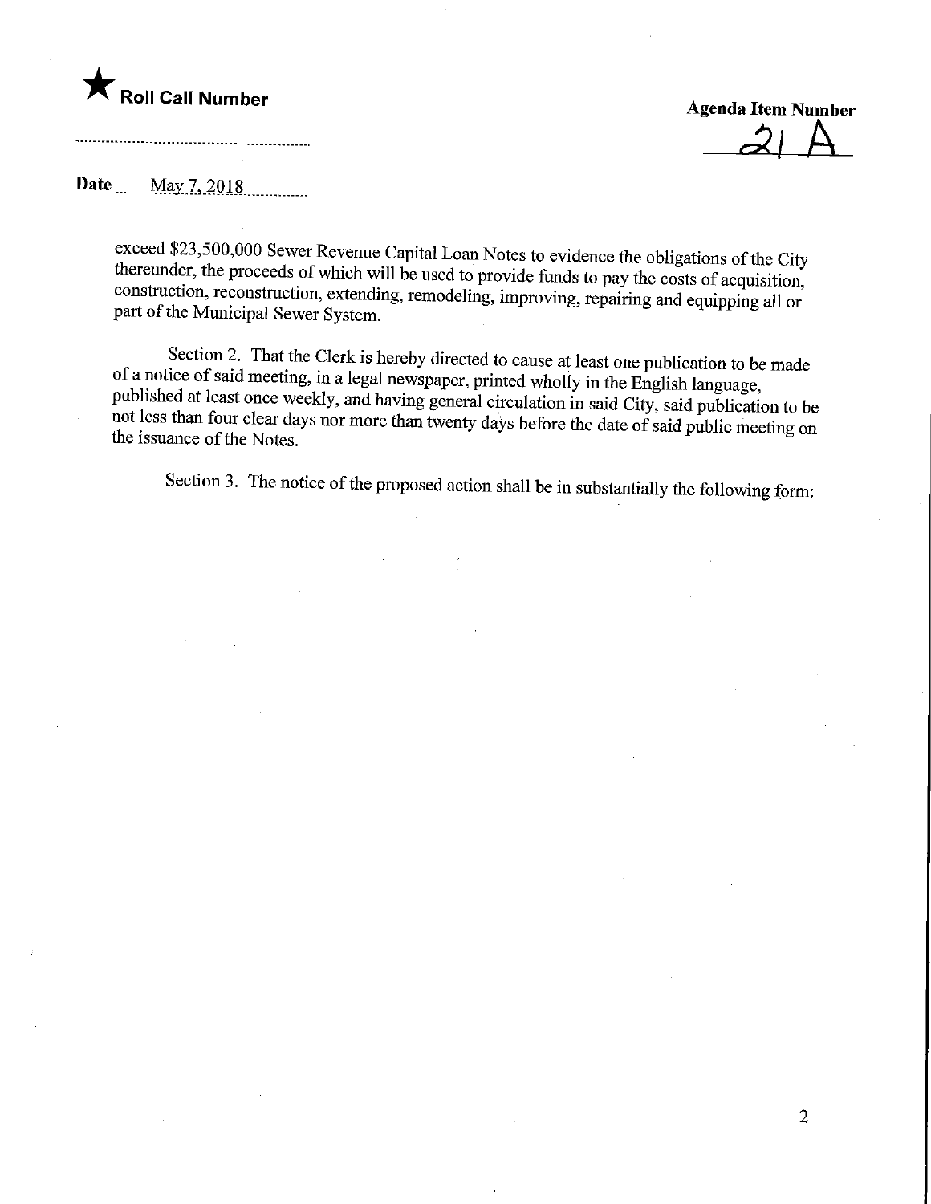**Roll Call Number**

**Agenda Item Number**
21 A

**Date** May 7, 2018

exceed $23,500,000 Sewer Revenue Capital Loan Notes to evidence the obligations of the City thereunder, the proceeds of which will be used to provide funds to pay the costs of acquisition, construction, reconstruction, extending, remodeling, improving, repairing and equipping all or part of the Municipal Sewer System.

Section 2. That the Clerk is hereby directed to cause at least one publication to be made of a notice of said meeting, in a legal newspaper, printed wholly in the English language, published at least once weekly, and having general circulation in said City, said publication to be not less than four clear days nor more than twenty days before the date of said public meeting on the issuance of the Notes.

Section 3. The notice of the proposed action shall be in substantially the following form: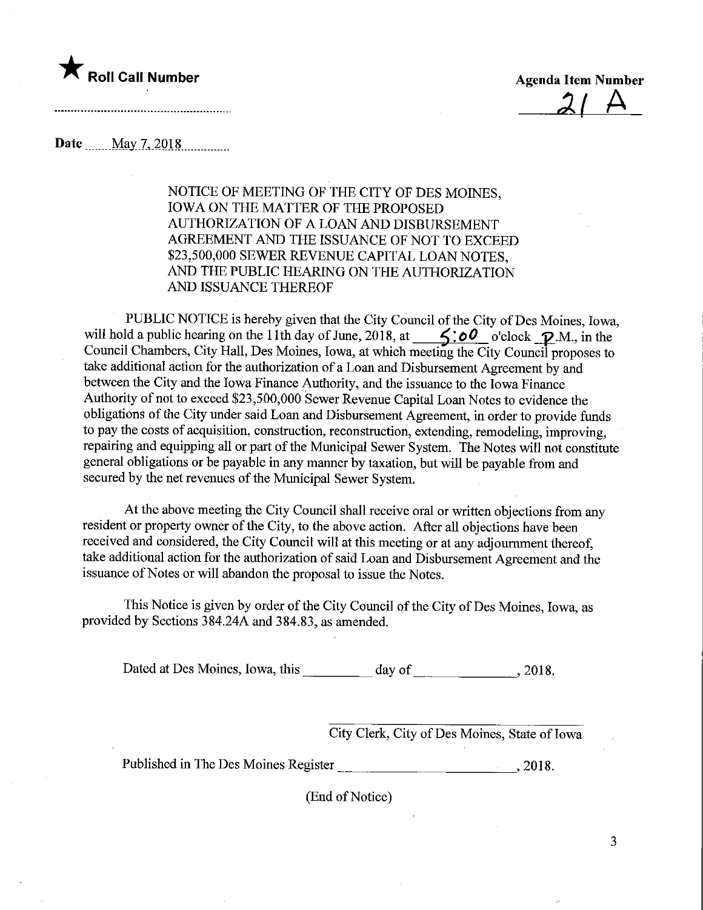★ **Roll Call Number**

**Agenda Item Number**

21 A

**Date** May 7, 2018

NOTICE OF MEETING OF THE CITY OF DES MOINES, IOWA ON THE MATTER OF THE PROPOSED AUTHORIZATION OF A LOAN AND DISBURSEMENT AGREEMENT AND THE ISSUANCE OF NOT TO EXCEED $23,500,000 SEWER REVENUE CAPITAL LOAN NOTES, AND THE PUBLIC HEARING ON THE AUTHORIZATION AND ISSUANCE THEREOF

PUBLIC NOTICE is hereby given that the City Council of the City of Des Moines, Iowa, will hold a public hearing on the 11th day of June, 2018, at 5:00 o'clock P.M., in the Council Chambers, City Hall, Des Moines, Iowa, at which meeting the City Council proposes to take additional action for the authorization of a Loan and Disbursement Agreement by and between the City and the Iowa Finance Authority, and the issuance to the Iowa Finance Authority of not to exceed $23,500,000 Sewer Revenue Capital Loan Notes to evidence the obligations of the City under said Loan and Disbursement Agreement, in order to provide funds to pay the costs of acquisition, construction, reconstruction, extending, remodeling, improving, repairing and equipping all or part of the Municipal Sewer System. The Notes will not constitute general obligations or be payable in any manner by taxation, but will be payable from and secured by the net revenues of the Municipal Sewer System.

At the above meeting the City Council shall receive oral or written objections from any resident or property owner of the City, to the above action. After all objections have been received and considered, the City Council will at this meeting or at any adjournment thereof, take additional action for the authorization of said Loan and Disbursement Agreement and the issuance of Notes or will abandon the proposal to issue the Notes.

This Notice is given by order of the City Council of the City of Des Moines, Iowa, as provided by Sections 384.24A and 384.83, as amended.

Dated at Des Moines, Iowa, this _________ day of _______________, 2018.

_______________________________
City Clerk, City of Des Moines, State of Iowa

Published in The Des Moines Register _________________________, 2018.

(End of Notice)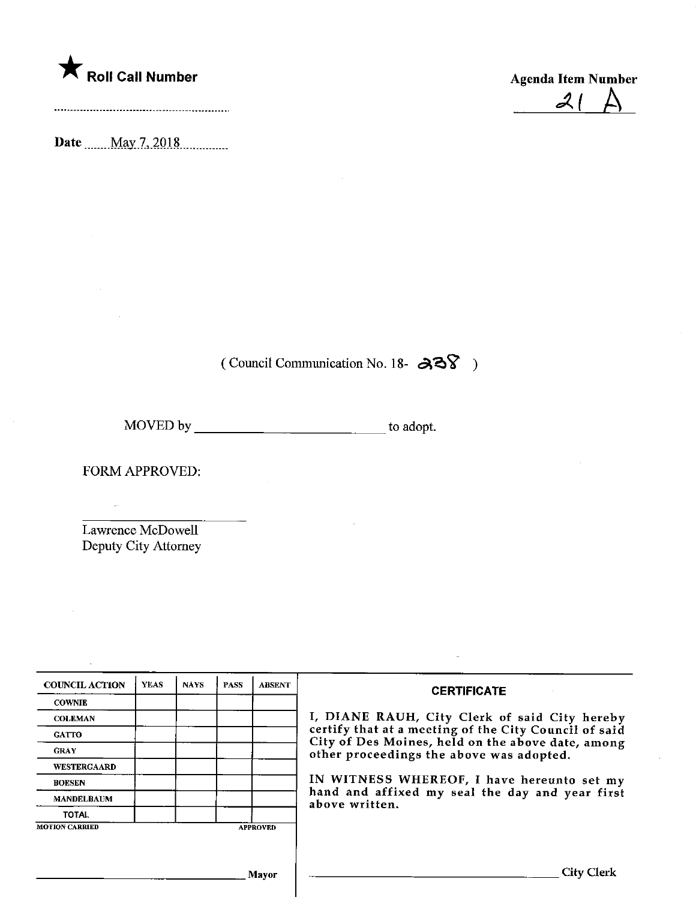★ **Roll Call Number**

..........................................................

**Agenda Item Number**

21 A

**Date** May 7, 2018

( Council Communication No. 18- 238 )

MOVED by ____________________________ to adopt.

FORM APPROVED:

________________________

Lawrence McDowell
Deputy City Attorney

| COUNCIL ACTION | YEAS | NAYS | PASS | ABSENT |
|---|---|---|---|---|
| COWNIE | | | | |
| COLEMAN | | | | |
| GATTO | | | | |
| GRAY | | | | |
| WESTERGAARD | | | | |
| BOESEN | | | | |
| MANDELBAUM | | | | |
| TOTAL | | | | |

MOTION CARRIED APPROVED

________________________________ Mayor

**CERTIFICATE**

I, DIANE RAUH, City Clerk of said City hereby certify that at a meeting of the City Council of said City of Des Moines, held on the above date, among other proceedings the above was adopted.

IN WITNESS WHEREOF, I have hereunto set my hand and affixed my seal the day and year first above written.

________________________________ City Clerk